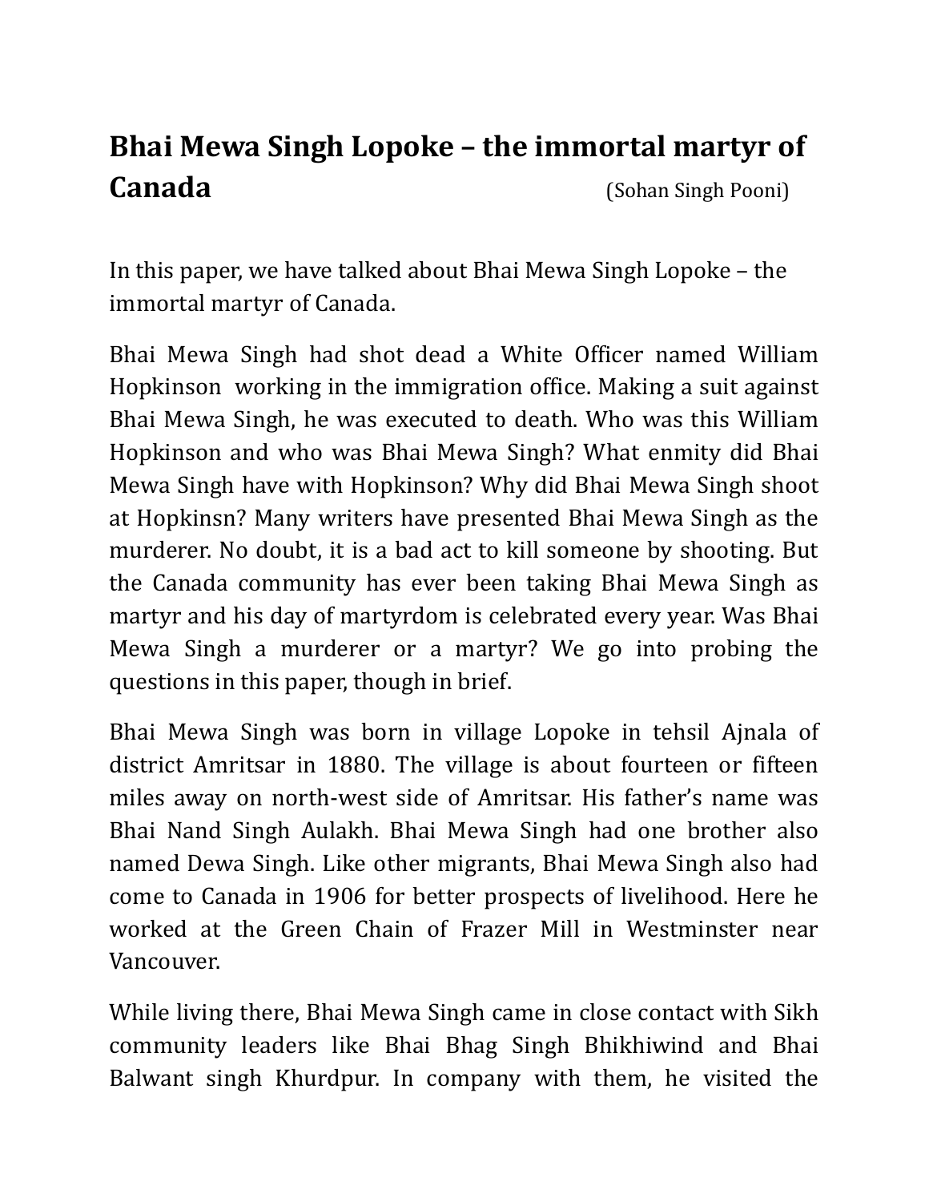# Bhai Mewa Singh Lopoke – the immortal martyr of Canada

(Sohan Singh Pooni)

In this paper, we have talked about Bhai Mewa Singh Lopoke – the immortal martyr of Canada.

Bhai Mewa Singh had shot dead a White Officer named William Hopkinson working in the immigration office. Making a suit against Bhai Mewa Singh, he was executed to death. Who was this William Hopkinson and who was Bhai Mewa Singh? What enmity did Bhai Mewa Singh have with Hopkinson? Why did Bhai Mewa Singh shoot at Hopkinsn? Many writers have presented Bhai Mewa Singh as the murderer. No doubt, it is a bad act to kill someone by shooting. But the Canada community has ever been taking Bhai Mewa Singh as martyr and his day of martyrdom is celebrated every year. Was Bhai Mewa Singh a murderer or a martyr? We go into probing the questions in this paper, though in brief.

Bhai Mewa Singh was born in village Lopoke in tehsil Ajnala of district Amritsar in 1880. The village is about fourteen or fifteen miles away on north-west side of Amritsar. His father's name was Bhai Nand Singh Aulakh. Bhai Mewa Singh had one brother also named Dewa Singh. Like other migrants, Bhai Mewa Singh also had come to Canada in 1906 for better prospects of livelihood. Here he worked at the Green Chain of Frazer Mill in Westminster near Vancouver.

While living there, Bhai Mewa Singh came in close contact with Sikh community leaders like Bhai Bhag Singh Bhikhiwind and Bhai Balwant singh Khurdpur. In company with them, he visited the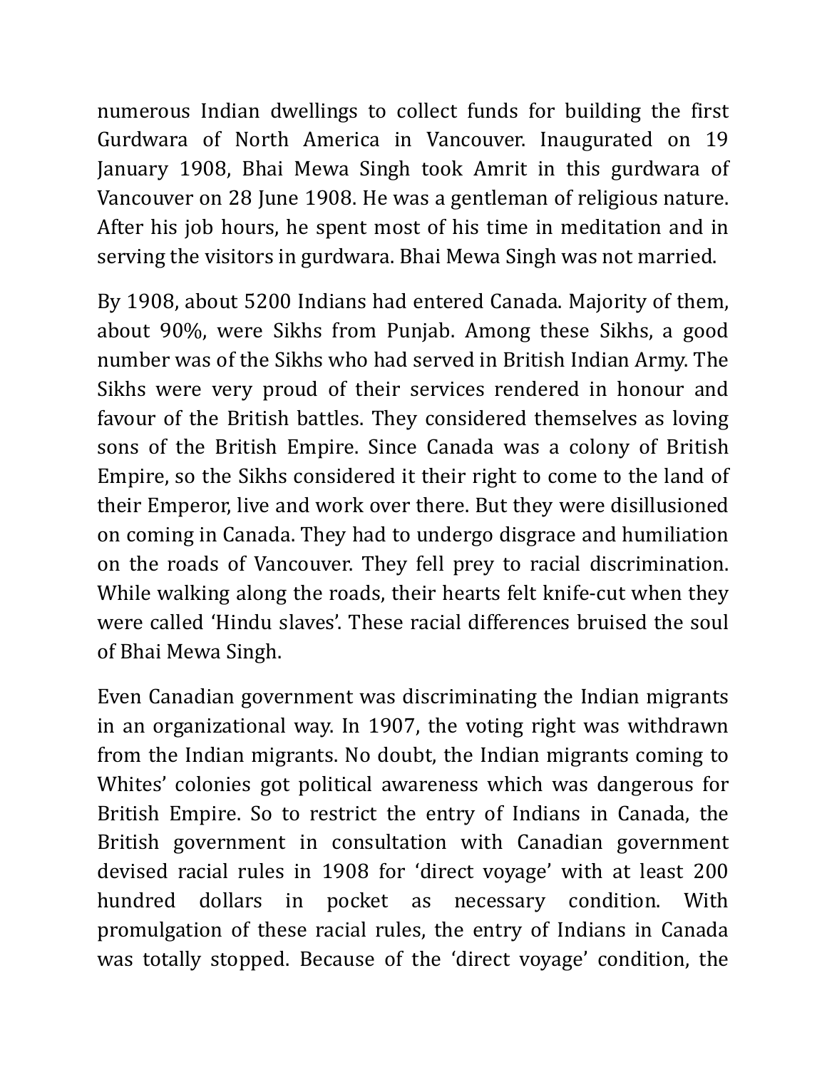numerous Indian dwellings to collect funds for building the first Gurdwara of North America in Vancouver. Inaugurated on 19 January 1908, Bhai Mewa Singh took Amrit in this gurdwara of Vancouver on 28 June 1908. He was a gentleman of religious nature. After his job hours, he spent most of his time in meditation and in serving the visitors in gurdwara. Bhai Mewa Singh was not married.

By 1908, about 5200 Indians had entered Canada. Majority of them, about 90%, were Sikhs from Punjab. Among these Sikhs, a good number was of the Sikhs who had served in British Indian Army. The Sikhs were very proud of their services rendered in honour and favour of the British battles. They considered themselves as loving sons of the British Empire. Since Canada was a colony of British Empire, so the Sikhs considered it their right to come to the land of their Emperor, live and work over there. But they were disillusioned on coming in Canada. They had to undergo disgrace and humiliation on the roads of Vancouver. They fell prey to racial discrimination. While walking along the roads, their hearts felt knife-cut when they were called 'Hindu slaves'. These racial differences bruised the soul of Bhai Mewa Singh.

Even Canadian government was discriminating the Indian migrants in an organizational way. In 1907, the voting right was withdrawn from the Indian migrants. No doubt, the Indian migrants coming to Whites' colonies got political awareness which was dangerous for British Empire. So to restrict the entry of Indians in Canada, the British government in consultation with Canadian government devised racial rules in 1908 for 'direct voyage' with at least 200 hundred dollars in pocket as necessary condition. With promulgation of these racial rules, the entry of Indians in Canada was totally stopped. Because of the 'direct voyage' condition, the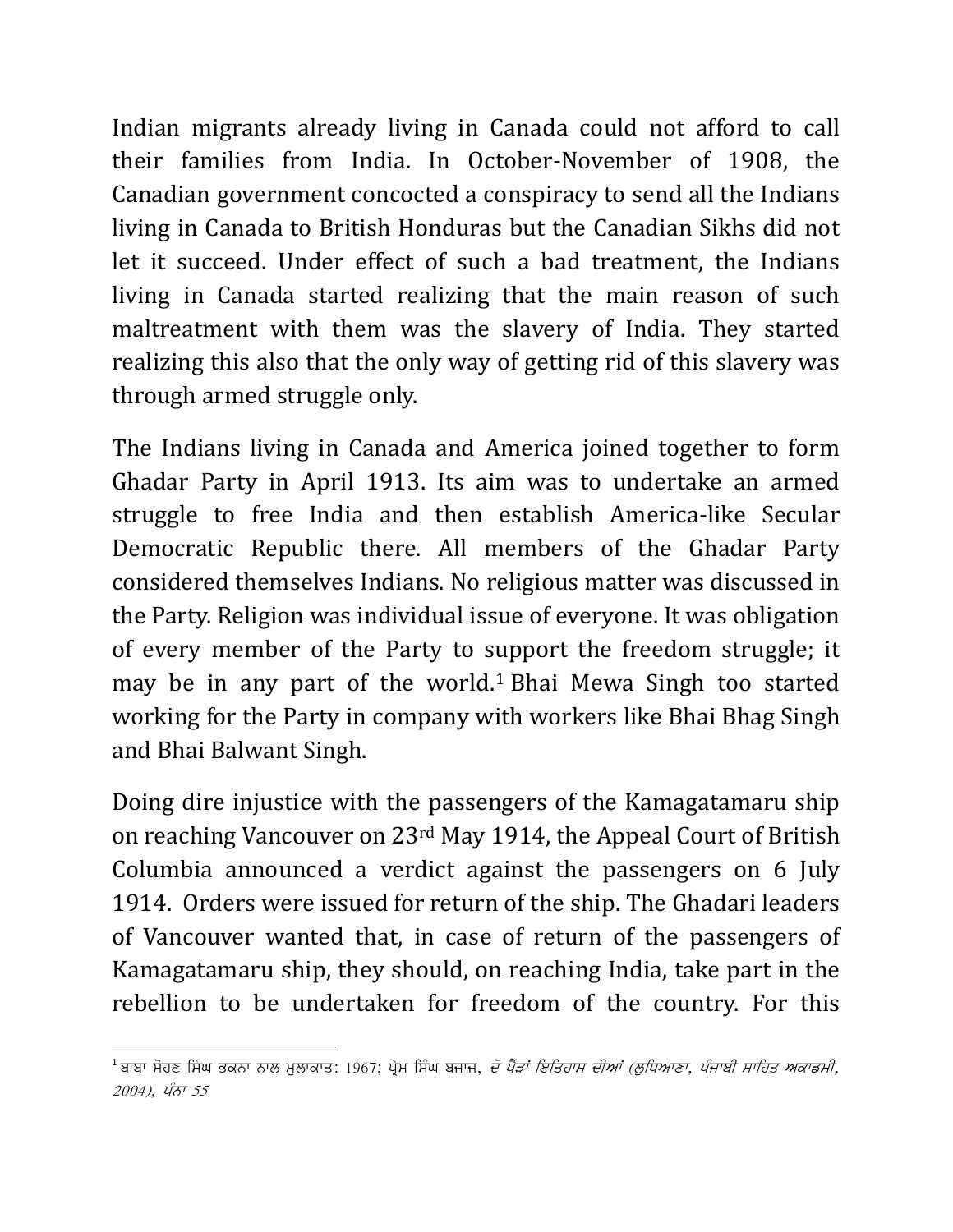Indian migrants already living in Canada could not afford to call their families from India. In October-November of 1908, the Canadian government concocted a conspiracy to send all the Indians living in Canada to British Honduras but the Canadian Sikhs did not let it succeed. Under effect of such a bad treatment, the Indians living in Canada started realizing that the main reason of such maltreatment with them was the slavery of India. They started realizing this also that the only way of getting rid of this slavery was through armed struggle only.

The Indians living in Canada and America joined together to form Ghadar Party in April 1913. Its aim was to undertake an armed struggle to free India and then establish America-like Secular Democratic Republic there. All members of the Ghadar Party considered themselves Indians. No religious matter was discussed in the Party. Religion was individual issue of everyone. It was obligation of every member of the Party to support the freedom struggle; it may be in any part of the world.[1] Bhai Mewa Singh too started working for the Party in company with workers like Bhai Bhag Singh and Bhai Balwant Singh.

Doing dire injustice with the passengers of the Kamagatamaru ship on reaching Vancouver on 23rd May 1914, the Appeal Court of British Columbia announced a verdict against the passengers on 6 July 1914. Orders were issued for return of the ship. The Ghadari leaders of Vancouver wanted that, in case of return of the passengers of Kamagatamaru ship, they should, on reaching India, take part in the rebellion to be undertaken for freedom of the country. For this

---

[1] ਬਾਬਾ ਸੋਹਣ ਸਿੰਘ ਭਕਨਾ ਨਾਲ ਮੁਲਾਕਾਤ: 1967; ਪ੍ਰੇਮ ਸਿੰਘ ਬਜਾਜ, *ਦੋ ਪੈੜਾਂ ਇਤਿਹਾਸ ਦੀਆਂ (ਲੁਧਿਆਣਾ, ਪੰਜਾਬੀ ਸਾਹਿਤ ਅਕਾਡਮੀ, 2004), ਪੰਨਾ 55*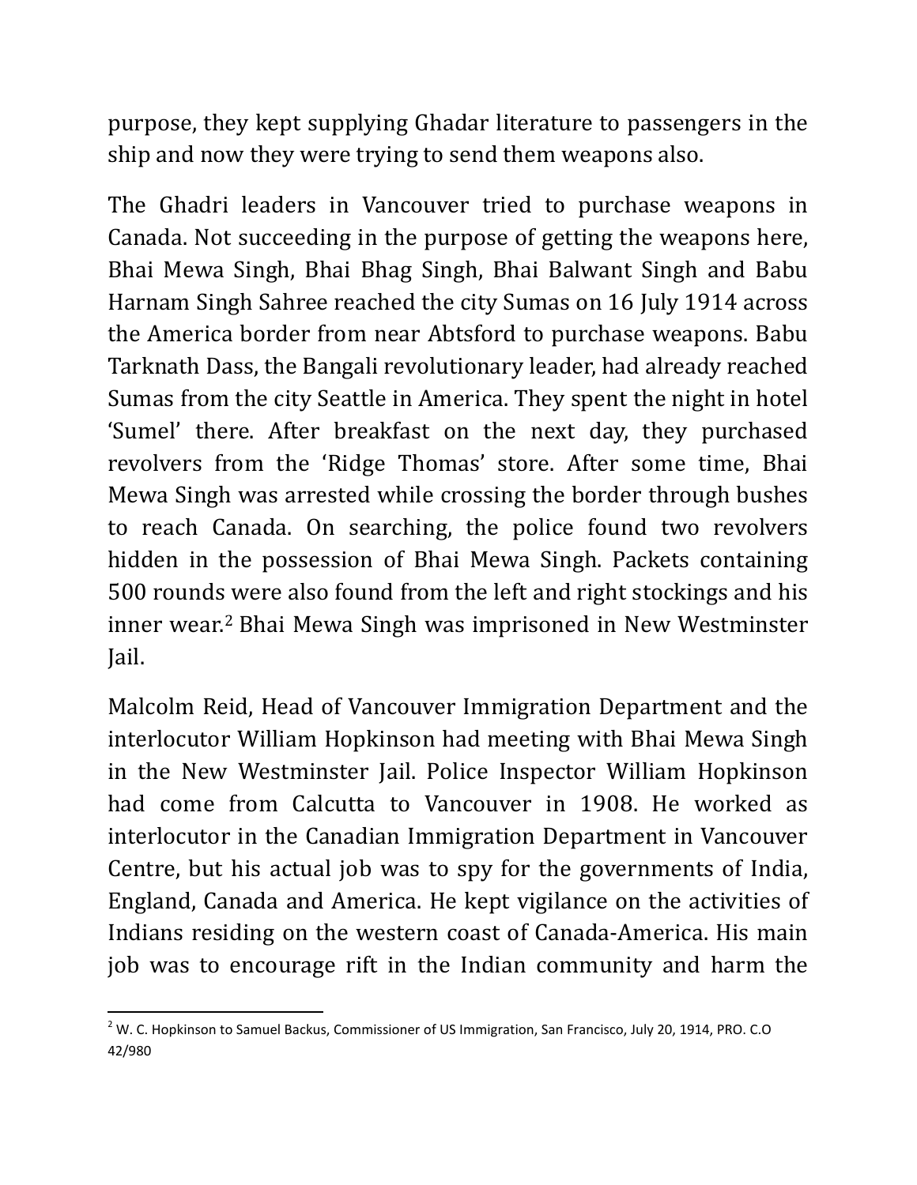purpose, they kept supplying Ghadar literature to passengers in the ship and now they were trying to send them weapons also.

The Ghadri leaders in Vancouver tried to purchase weapons in Canada. Not succeeding in the purpose of getting the weapons here, Bhai Mewa Singh, Bhai Bhag Singh, Bhai Balwant Singh and Babu Harnam Singh Sahree reached the city Sumas on 16 July 1914 across the America border from near Abtsford to purchase weapons. Babu Tarknath Dass, the Bangali revolutionary leader, had already reached Sumas from the city Seattle in America. They spent the night in hotel 'Sumel' there. After breakfast on the next day, they purchased revolvers from the 'Ridge Thomas' store. After some time, Bhai Mewa Singh was arrested while crossing the border through bushes to reach Canada. On searching, the police found two revolvers hidden in the possession of Bhai Mewa Singh. Packets containing 500 rounds were also found from the left and right stockings and his inner wear.[2] Bhai Mewa Singh was imprisoned in New Westminster Jail.

Malcolm Reid, Head of Vancouver Immigration Department and the interlocutor William Hopkinson had meeting with Bhai Mewa Singh in the New Westminster Jail. Police Inspector William Hopkinson had come from Calcutta to Vancouver in 1908. He worked as interlocutor in the Canadian Immigration Department in Vancouver Centre, but his actual job was to spy for the governments of India, England, Canada and America. He kept vigilance on the activities of Indians residing on the western coast of Canada-America. His main job was to encourage rift in the Indian community and harm the

---

[2] W. C. Hopkinson to Samuel Backus, Commissioner of US Immigration, San Francisco, July 20, 1914, PRO. C.O 42/980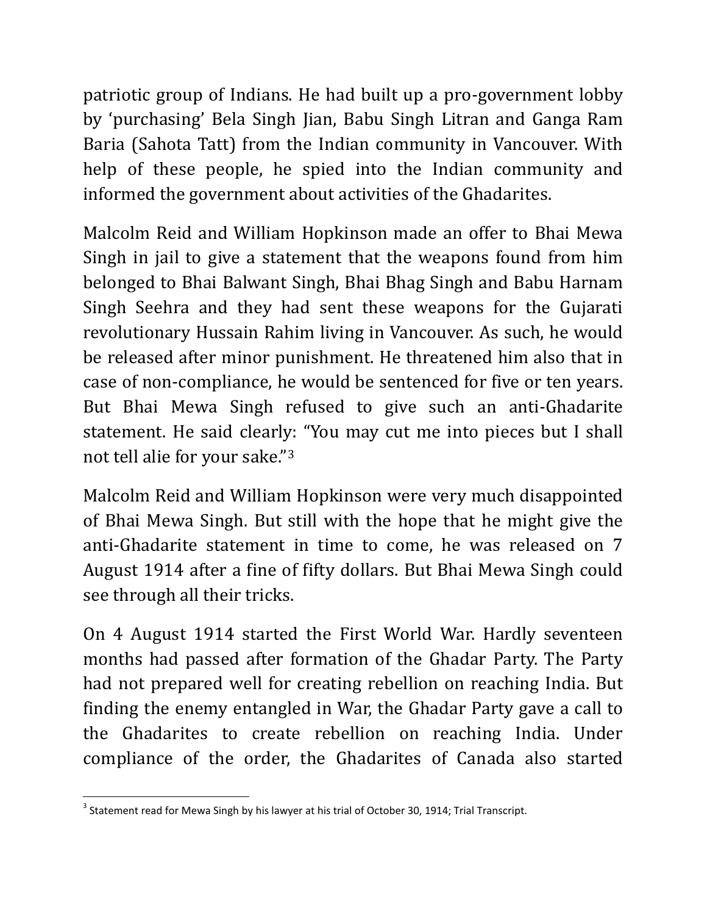patriotic group of Indians. He had built up a pro-government lobby by 'purchasing' Bela Singh Jian, Babu Singh Litran and Ganga Ram Baria (Sahota Tatt) from the Indian community in Vancouver. With help of these people, he spied into the Indian community and informed the government about activities of the Ghadarites.

Malcolm Reid and William Hopkinson made an offer to Bhai Mewa Singh in jail to give a statement that the weapons found from him belonged to Bhai Balwant Singh, Bhai Bhag Singh and Babu Harnam Singh Seehra and they had sent these weapons for the Gujarati revolutionary Hussain Rahim living in Vancouver. As such, he would be released after minor punishment. He threatened him also that in case of non-compliance, he would be sentenced for five or ten years. But Bhai Mewa Singh refused to give such an anti-Ghadarite statement. He said clearly: "You may cut me into pieces but I shall not tell alie for your sake."[3]

Malcolm Reid and William Hopkinson were very much disappointed of Bhai Mewa Singh. But still with the hope that he might give the anti-Ghadarite statement in time to come, he was released on 7 August 1914 after a fine of fifty dollars. But Bhai Mewa Singh could see through all their tricks.

On 4 August 1914 started the First World War. Hardly seventeen months had passed after formation of the Ghadar Party. The Party had not prepared well for creating rebellion on reaching India. But finding the enemy entangled in War, the Ghadar Party gave a call to the Ghadarites to create rebellion on reaching India. Under compliance of the order, the Ghadarites of Canada also started

---

[3] Statement read for Mewa Singh by his lawyer at his trial of October 30, 1914; Trial Transcript.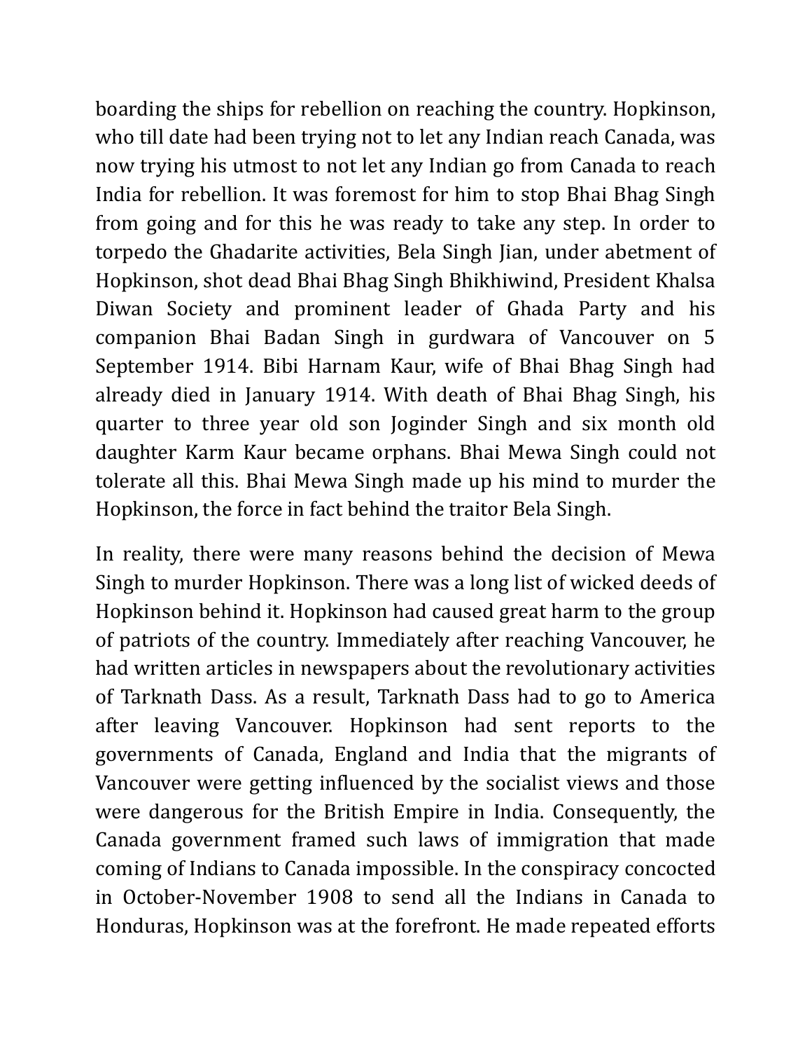boarding the ships for rebellion on reaching the country. Hopkinson, who till date had been trying not to let any Indian reach Canada, was now trying his utmost to not let any Indian go from Canada to reach India for rebellion. It was foremost for him to stop Bhai Bhag Singh from going and for this he was ready to take any step. In order to torpedo the Ghadarite activities, Bela Singh Jian, under abetment of Hopkinson, shot dead Bhai Bhag Singh Bhikhiwind, President Khalsa Diwan Society and prominent leader of Ghada Party and his companion Bhai Badan Singh in gurdwara of Vancouver on 5 September 1914. Bibi Harnam Kaur, wife of Bhai Bhag Singh had already died in January 1914. With death of Bhai Bhag Singh, his quarter to three year old son Joginder Singh and six month old daughter Karm Kaur became orphans. Bhai Mewa Singh could not tolerate all this. Bhai Mewa Singh made up his mind to murder the Hopkinson, the force in fact behind the traitor Bela Singh.

In reality, there were many reasons behind the decision of Mewa Singh to murder Hopkinson. There was a long list of wicked deeds of Hopkinson behind it. Hopkinson had caused great harm to the group of patriots of the country. Immediately after reaching Vancouver, he had written articles in newspapers about the revolutionary activities of Tarknath Dass. As a result, Tarknath Dass had to go to America after leaving Vancouver. Hopkinson had sent reports to the governments of Canada, England and India that the migrants of Vancouver were getting influenced by the socialist views and those were dangerous for the British Empire in India. Consequently, the Canada government framed such laws of immigration that made coming of Indians to Canada impossible. In the conspiracy concocted in October-November 1908 to send all the Indians in Canada to Honduras, Hopkinson was at the forefront. He made repeated efforts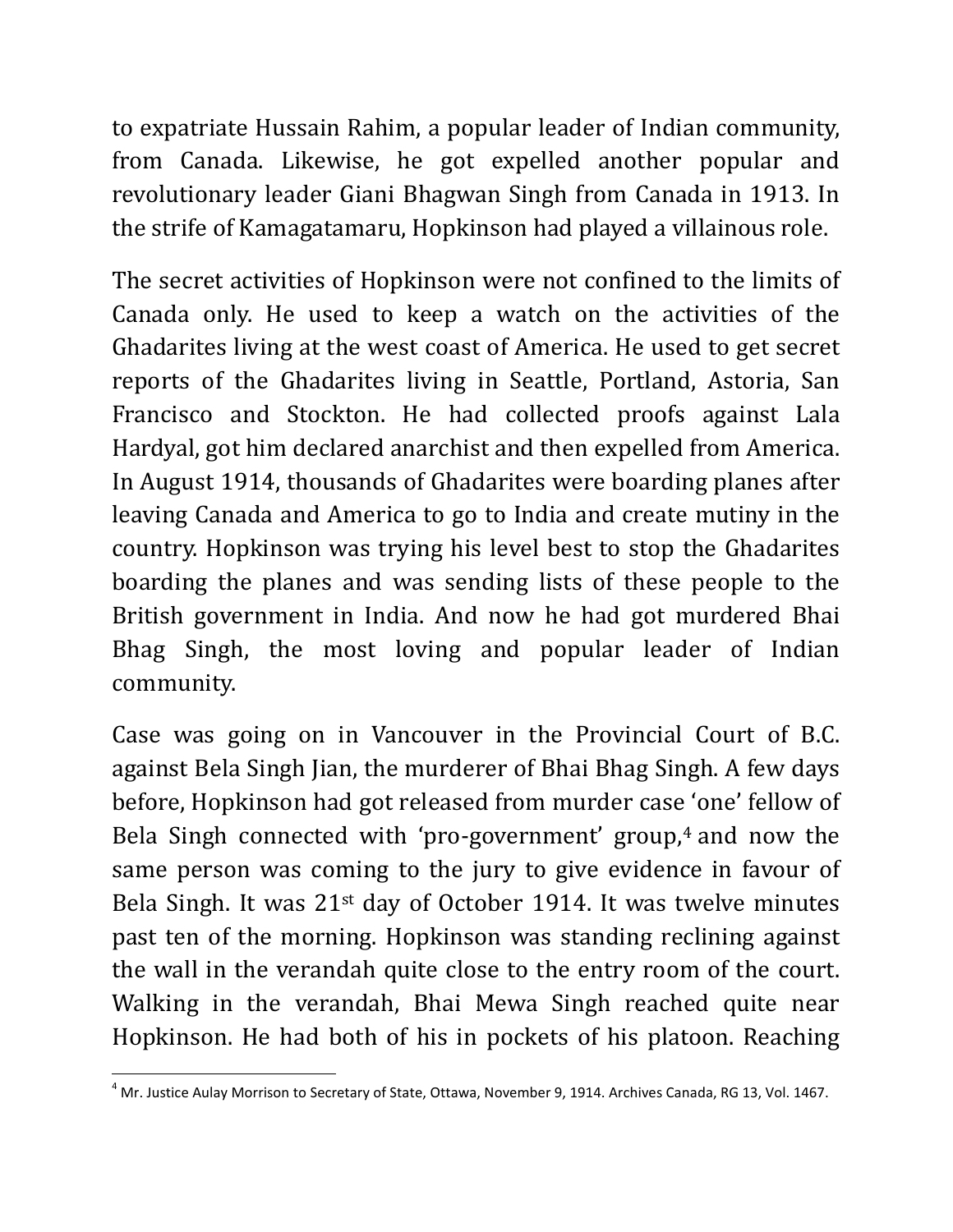to expatriate Hussain Rahim, a popular leader of Indian community, from Canada. Likewise, he got expelled another popular and revolutionary leader Giani Bhagwan Singh from Canada in 1913. In the strife of Kamagatamaru, Hopkinson had played a villainous role.

The secret activities of Hopkinson were not confined to the limits of Canada only. He used to keep a watch on the activities of the Ghadarites living at the west coast of America. He used to get secret reports of the Ghadarites living in Seattle, Portland, Astoria, San Francisco and Stockton. He had collected proofs against Lala Hardyal, got him declared anarchist and then expelled from America. In August 1914, thousands of Ghadarites were boarding planes after leaving Canada and America to go to India and create mutiny in the country. Hopkinson was trying his level best to stop the Ghadarites boarding the planes and was sending lists of these people to the British government in India. And now he had got murdered Bhai Bhag Singh, the most loving and popular leader of Indian community.

Case was going on in Vancouver in the Provincial Court of B.C. against Bela Singh Jian, the murderer of Bhai Bhag Singh. A few days before, Hopkinson had got released from murder case 'one' fellow of Bela Singh connected with 'pro-government' group,[4] and now the same person was coming to the jury to give evidence in favour of Bela Singh. It was 21st day of October 1914. It was twelve minutes past ten of the morning. Hopkinson was standing reclining against the wall in the verandah quite close to the entry room of the court. Walking in the verandah, Bhai Mewa Singh reached quite near Hopkinson. He had both of his in pockets of his platoon. Reaching

[4] Mr. Justice Aulay Morrison to Secretary of State, Ottawa, November 9, 1914. Archives Canada, RG 13, Vol. 1467.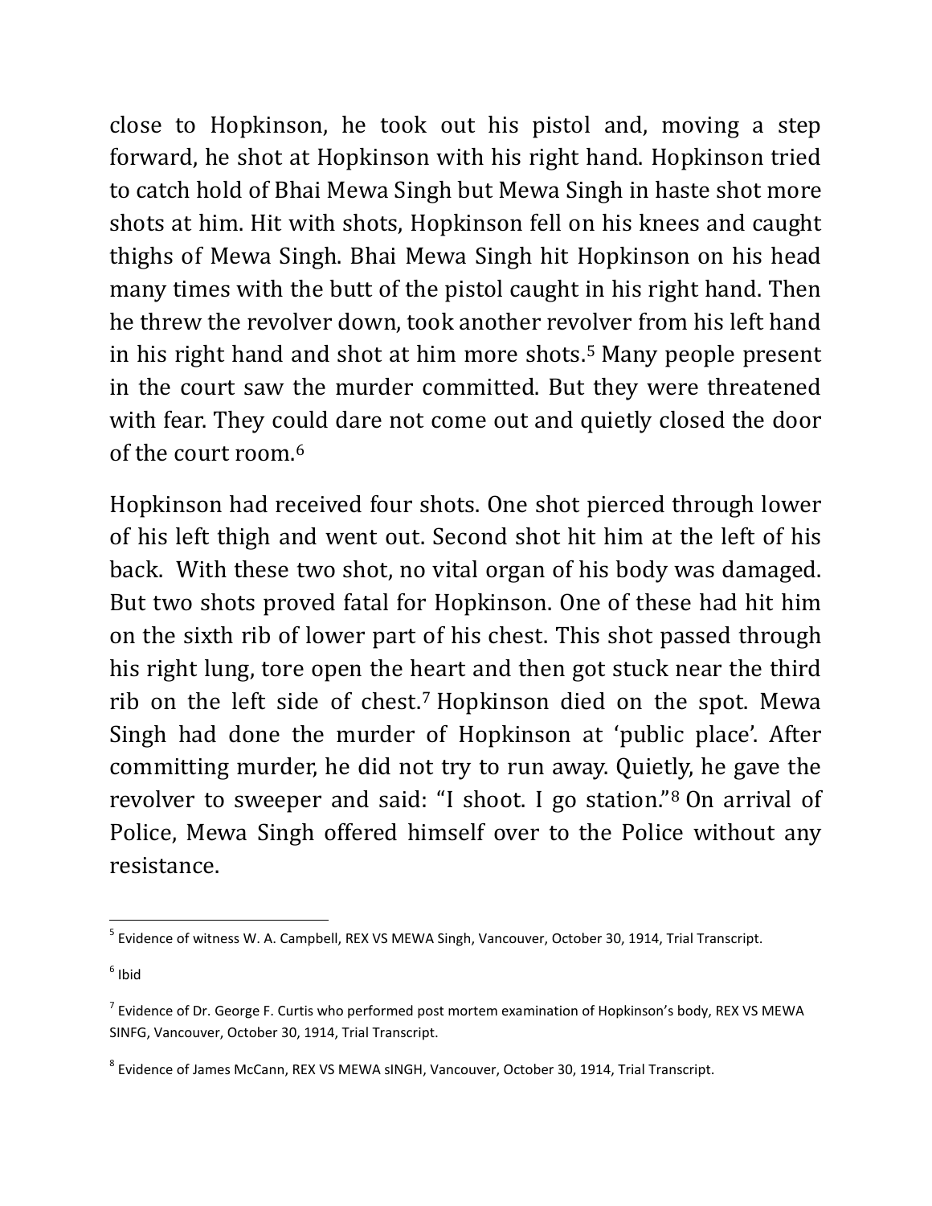close to Hopkinson, he took out his pistol and, moving a step forward, he shot at Hopkinson with his right hand. Hopkinson tried to catch hold of Bhai Mewa Singh but Mewa Singh in haste shot more shots at him. Hit with shots, Hopkinson fell on his knees and caught thighs of Mewa Singh. Bhai Mewa Singh hit Hopkinson on his head many times with the butt of the pistol caught in his right hand. Then he threw the revolver down, took another revolver from his left hand in his right hand and shot at him more shots.[5] Many people present in the court saw the murder committed. But they were threatened with fear. They could dare not come out and quietly closed the door of the court room.[6]

Hopkinson had received four shots. One shot pierced through lower of his left thigh and went out. Second shot hit him at the left of his back. With these two shot, no vital organ of his body was damaged. But two shots proved fatal for Hopkinson. One of these had hit him on the sixth rib of lower part of his chest. This shot passed through his right lung, tore open the heart and then got stuck near the third rib on the left side of chest.[7] Hopkinson died on the spot. Mewa Singh had done the murder of Hopkinson at 'public place'. After committing murder, he did not try to run away. Quietly, he gave the revolver to sweeper and said: "I shoot. I go station."[8] On arrival of Police, Mewa Singh offered himself over to the Police without any resistance.

---

[5] Evidence of witness W. A. Campbell, REX VS MEWA Singh, Vancouver, October 30, 1914, Trial Transcript.

[6] Ibid

[7] Evidence of Dr. George F. Curtis who performed post mortem examination of Hopkinson's body, REX VS MEWA SINFG, Vancouver, October 30, 1914, Trial Transcript.

[8] Evidence of James McCann, REX VS MEWA sINGH, Vancouver, October 30, 1914, Trial Transcript.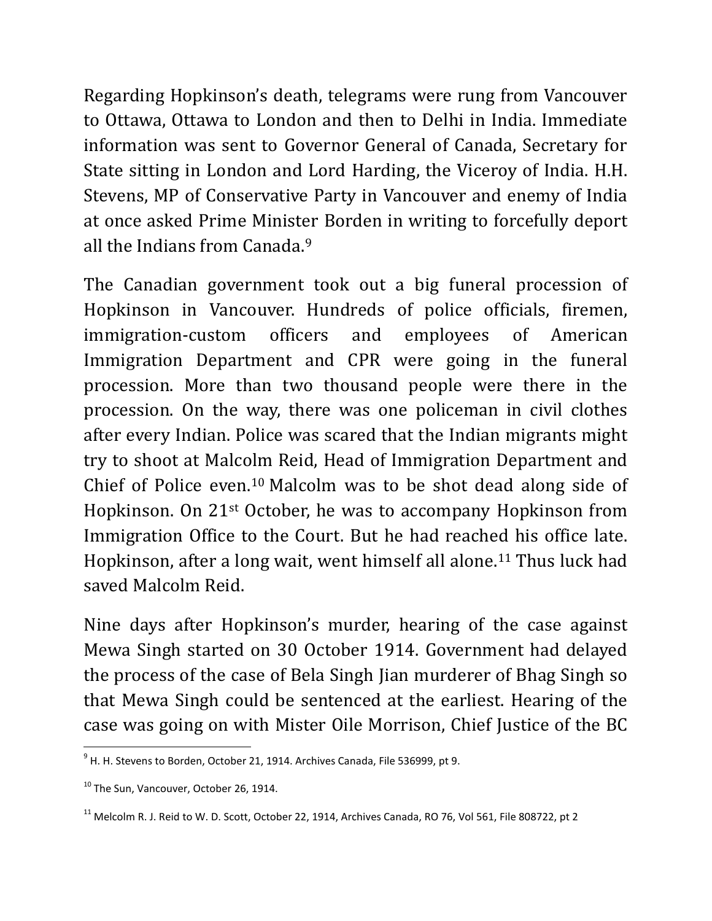Regarding Hopkinson's death, telegrams were rung from Vancouver to Ottawa, Ottawa to London and then to Delhi in India. Immediate information was sent to Governor General of Canada, Secretary for State sitting in London and Lord Harding, the Viceroy of India. H.H. Stevens, MP of Conservative Party in Vancouver and enemy of India at once asked Prime Minister Borden in writing to forcefully deport all the Indians from Canada.[9]

The Canadian government took out a big funeral procession of Hopkinson in Vancouver. Hundreds of police officials, firemen, immigration-custom officers and employees of American Immigration Department and CPR were going in the funeral procession. More than two thousand people were there in the procession. On the way, there was one policeman in civil clothes after every Indian. Police was scared that the Indian migrants might try to shoot at Malcolm Reid, Head of Immigration Department and Chief of Police even.[10] Malcolm was to be shot dead along side of Hopkinson. On 21st October, he was to accompany Hopkinson from Immigration Office to the Court. But he had reached his office late. Hopkinson, after a long wait, went himself all alone.[11] Thus luck had saved Malcolm Reid.

Nine days after Hopkinson's murder, hearing of the case against Mewa Singh started on 30 October 1914. Government had delayed the process of the case of Bela Singh Jian murderer of Bhag Singh so that Mewa Singh could be sentenced at the earliest. Hearing of the case was going on with Mister Oile Morrison, Chief Justice of the BC

---

[9] H. H. Stevens to Borden, October 21, 1914. Archives Canada, File 536999, pt 9.

[10] The Sun, Vancouver, October 26, 1914.

[11] Melcolm R. J. Reid to W. D. Scott, October 22, 1914, Archives Canada, RO 76, Vol 561, File 808722, pt 2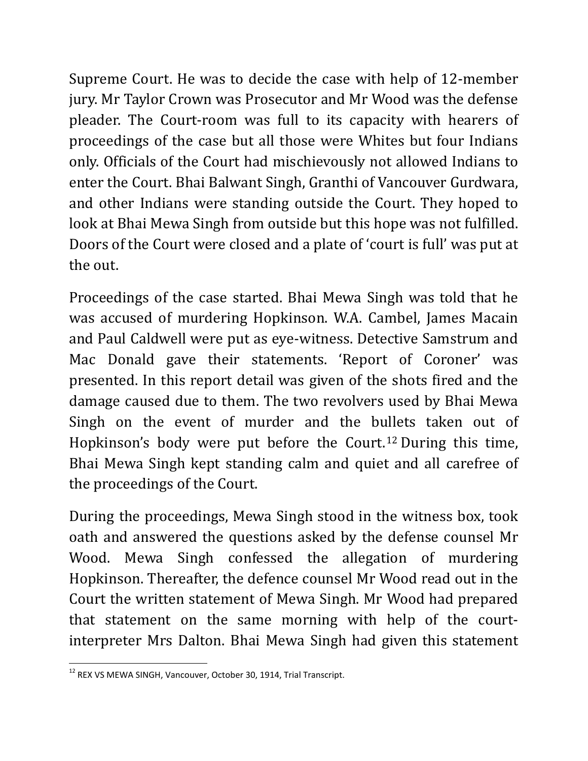Supreme Court. He was to decide the case with help of 12-member jury. Mr Taylor Crown was Prosecutor and Mr Wood was the defense pleader. The Court-room was full to its capacity with hearers of proceedings of the case but all those were Whites but four Indians only. Officials of the Court had mischievously not allowed Indians to enter the Court. Bhai Balwant Singh, Granthi of Vancouver Gurdwara, and other Indians were standing outside the Court. They hoped to look at Bhai Mewa Singh from outside but this hope was not fulfilled. Doors of the Court were closed and a plate of 'court is full' was put at the out.

Proceedings of the case started. Bhai Mewa Singh was told that he was accused of murdering Hopkinson. W.A. Cambel, James Macain and Paul Caldwell were put as eye-witness. Detective Samstrum and Mac Donald gave their statements. 'Report of Coroner' was presented. In this report detail was given of the shots fired and the damage caused due to them. The two revolvers used by Bhai Mewa Singh on the event of murder and the bullets taken out of Hopkinson's body were put before the Court.[12] During this time, Bhai Mewa Singh kept standing calm and quiet and all carefree of the proceedings of the Court.

During the proceedings, Mewa Singh stood in the witness box, took oath and answered the questions asked by the defense counsel Mr Wood. Mewa Singh confessed the allegation of murdering Hopkinson. Thereafter, the defence counsel Mr Wood read out in the Court the written statement of Mewa Singh. Mr Wood had prepared that statement on the same morning with help of the court-interpreter Mrs Dalton. Bhai Mewa Singh had given this statement

---

[12] REX VS MEWA SINGH, Vancouver, October 30, 1914, Trial Transcript.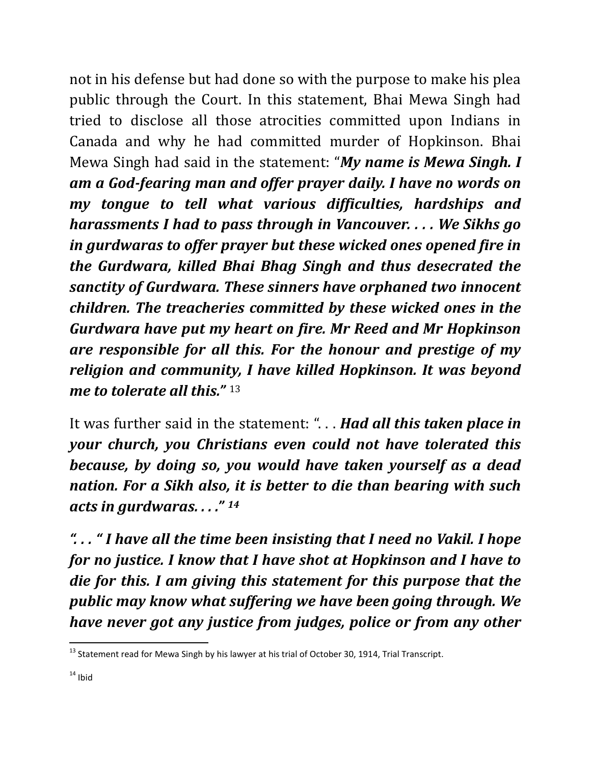not in his defense but had done so with the purpose to make his plea public through the Court. In this statement, Bhai Mewa Singh had tried to disclose all those atrocities committed upon Indians in Canada and why he had committed murder of Hopkinson. Bhai Mewa Singh had said in the statement: "***My name is Mewa Singh. I am a God-fearing man and offer prayer daily. I have no words on my tongue to tell what various difficulties, hardships and harassments I had to pass through in Vancouver. . . . We Sikhs go in gurdwaras to offer prayer but these wicked ones opened fire in the Gurdwara, killed Bhai Bhag Singh and thus desecrated the sanctity of Gurdwara. These sinners have orphaned two innocent children. The treacheries committed by these wicked ones in the Gurdwara have put my heart on fire. Mr Reed and Mr Hopkinson are responsible for all this. For the honour and prestige of my religion and community, I have killed Hopkinson. It was beyond me to tolerate all this."*** [13]

It was further said in the statement: ". . . ***Had all this taken place in your church, you Christians even could not have tolerated this because, by doing so, you would have taken yourself as a dead nation. For a Sikh also, it is better to die than bearing with such acts in gurdwaras. . . ."*** [14]

***". . . " I have all the time been insisting that I need no Vakil. I hope for no justice. I know that I have shot at Hopkinson and I have to die for this. I am giving this statement for this purpose that the public may know what suffering we have been going through. We have never got any justice from judges, police or from any other***

---

[13] Statement read for Mewa Singh by his lawyer at his trial of October 30, 1914, Trial Transcript.

[14] Ibid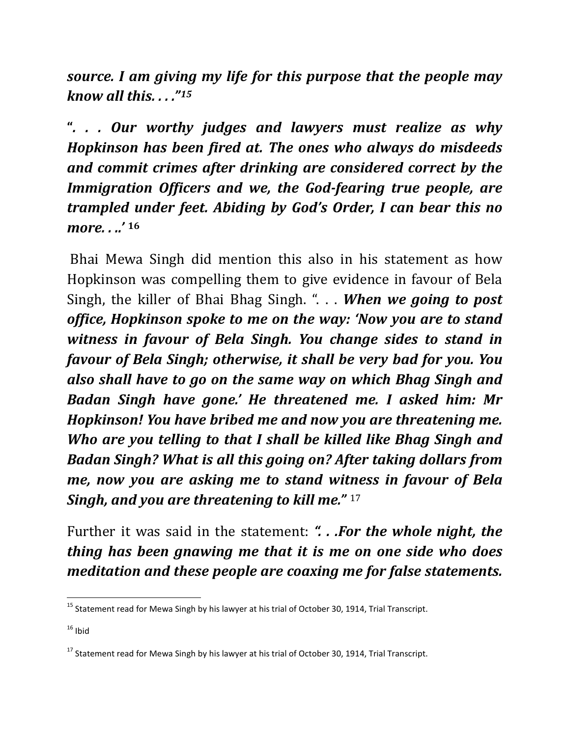***source. I am giving my life for this purpose that the people may know all this. . . .”***[15]

***“. . . Our worthy judges and lawyers must realize as why Hopkinson has been fired at. The ones who always do misdeeds and commit crimes after drinking are considered correct by the Immigration Officers and we, the God-fearing true people, are trampled under feet. Abiding by God’s Order, I can bear this no more. . ..’*** [16]

Bhai Mewa Singh did mention this also in his statement as how Hopkinson was compelling them to give evidence in favour of Bela Singh, the killer of Bhai Bhag Singh. “. . . ***When we going to post office, Hopkinson spoke to me on the way: ‘Now you are to stand witness in favour of Bela Singh. You change sides to stand in favour of Bela Singh; otherwise, it shall be very bad for you. You also shall have to go on the same way on which Bhag Singh and Badan Singh have gone.’ He threatened me. I asked him: Mr Hopkinson! You have bribed me and now you are threatening me. Who are you telling to that I shall be killed like Bhag Singh and Badan Singh? What is all this going on? After taking dollars from me, now you are asking me to stand witness in favour of Bela Singh, and you are threatening to kill me.”*** [17]

Further it was said in the statement: ***“. . .For the whole night, the thing has been gnawing me that it is me on one side who does meditation and these people are coaxing me for false statements.***

---

[15] Statement read for Mewa Singh by his lawyer at his trial of October 30, 1914, Trial Transcript.

[16] Ibid

[17] Statement read for Mewa Singh by his lawyer at his trial of October 30, 1914, Trial Transcript.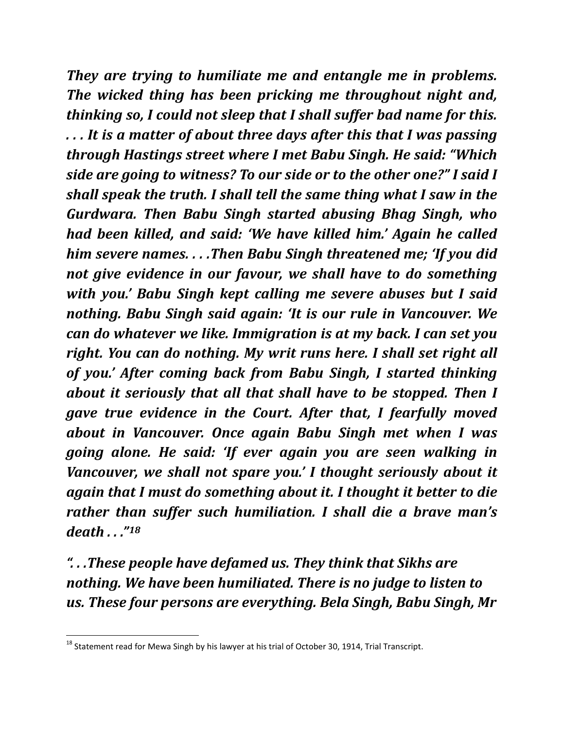*They are trying to humiliate me and entangle me in problems. The wicked thing has been pricking me throughout night and, thinking so, I could not sleep that I shall suffer bad name for this. . . . It is a matter of about three days after this that I was passing through Hastings street where I met Babu Singh. He said: "Which side are going to witness? To our side or to the other one?" I said I shall speak the truth. I shall tell the same thing what I saw in the Gurdwara. Then Babu Singh started abusing Bhag Singh, who had been killed, and said: 'We have killed him.' Again he called him severe names. . . .Then Babu Singh threatened me; 'If you did not give evidence in our favour, we shall have to do something with you.' Babu Singh kept calling me severe abuses but I said nothing. Babu Singh said again: 'It is our rule in Vancouver. We can do whatever we like. Immigration is at my back. I can set you right. You can do nothing. My writ runs here. I shall set right all of you.' After coming back from Babu Singh, I started thinking about it seriously that all that shall have to be stopped. Then I gave true evidence in the Court. After that, I fearfully moved about in Vancouver. Once again Babu Singh met when I was going alone. He said: 'If ever again you are seen walking in Vancouver, we shall not spare you.' I thought seriously about it again that I must do something about it. I thought it better to die rather than suffer such humiliation. I shall die a brave man's death . . ."*[18]

*". . .These people have defamed us. They think that Sikhs are nothing. We have been humiliated. There is no judge to listen to us. These four persons are everything. Bela Singh, Babu Singh, Mr*

---

[18] Statement read for Mewa Singh by his lawyer at his trial of October 30, 1914, Trial Transcript.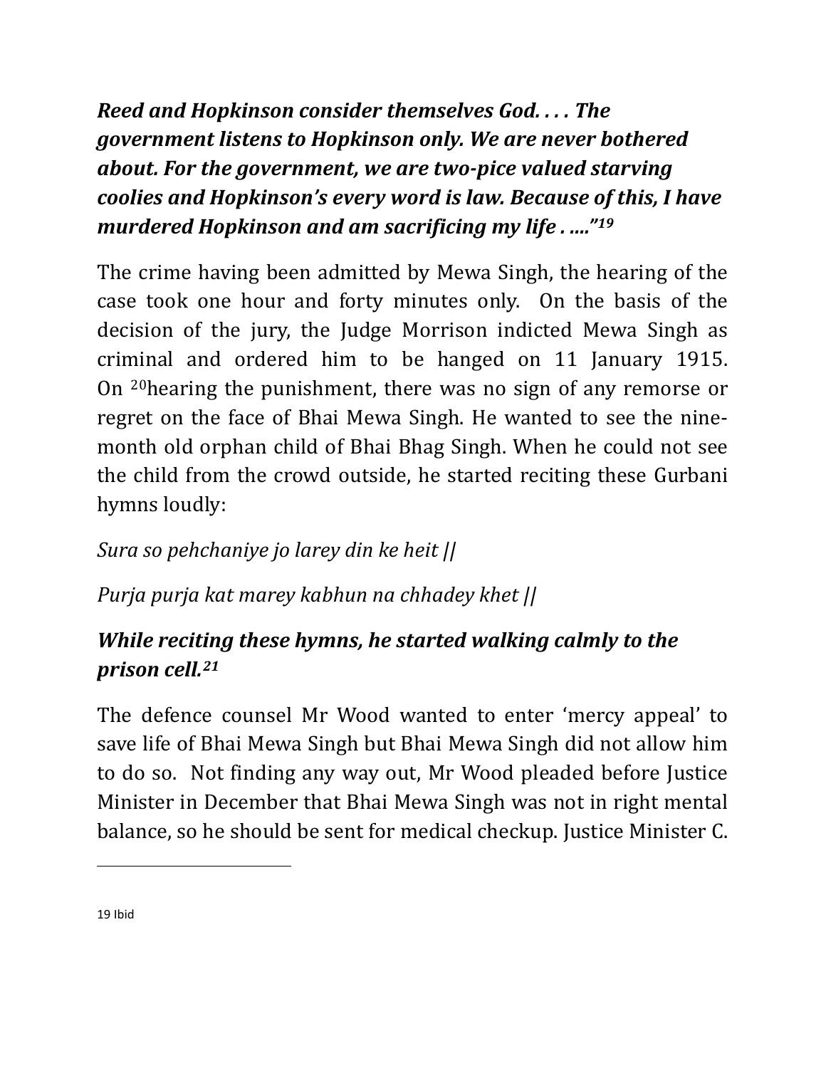***Reed and Hopkinson consider themselves God. . . . The government listens to Hopkinson only. We are never bothered about. For the government, we are two-pice valued starving coolies and Hopkinson's every word is law. Because of this, I have murdered Hopkinson and am sacrificing my life . ...."***[19]

The crime having been admitted by Mewa Singh, the hearing of the case took one hour and forty minutes only. On the basis of the decision of the jury, the Judge Morrison indicted Mewa Singh as criminal and ordered him to be hanged on 11 January 1915. On [20]hearing the punishment, there was no sign of any remorse or regret on the face of Bhai Mewa Singh. He wanted to see the nine-month old orphan child of Bhai Bhag Singh. When he could not see the child from the crowd outside, he started reciting these Gurbani hymns loudly:

*Sura so pehchaniye jo larey din ke heit ||*

*Purja purja kat marey kabhun na chhadey khet ||*

***While reciting these hymns, he started walking calmly to the prison cell.***[21]

The defence counsel Mr Wood wanted to enter 'mercy appeal' to save life of Bhai Mewa Singh but Bhai Mewa Singh did not allow him to do so. Not finding any way out, Mr Wood pleaded before Justice Minister in December that Bhai Mewa Singh was not in right mental balance, so he should be sent for medical checkup. Justice Minister C.

---

19 Ibid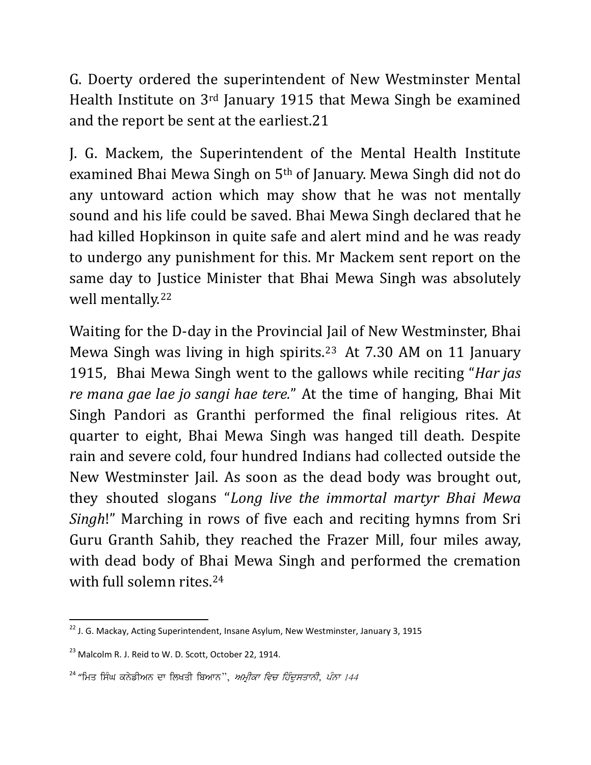G. Doerty ordered the superintendent of New Westminster Mental Health Institute on 3rd January 1915 that Mewa Singh be examined and the report be sent at the earliest.21

J. G. Mackem, the Superintendent of the Mental Health Institute examined Bhai Mewa Singh on 5th of January. Mewa Singh did not do any untoward action which may show that he was not mentally sound and his life could be saved. Bhai Mewa Singh declared that he had killed Hopkinson in quite safe and alert mind and he was ready to undergo any punishment for this. Mr Mackem sent report on the same day to Justice Minister that Bhai Mewa Singh was absolutely well mentally.[22]

Waiting for the D-day in the Provincial Jail of New Westminster, Bhai Mewa Singh was living in high spirits.[23] At 7.30 AM on 11 January 1915, Bhai Mewa Singh went to the gallows while reciting "*Har jas re mana gae lae jo sangi hae tere.*" At the time of hanging, Bhai Mit Singh Pandori as Granthi performed the final religious rites. At quarter to eight, Bhai Mewa Singh was hanged till death. Despite rain and severe cold, four hundred Indians had collected outside the New Westminster Jail. As soon as the dead body was brought out, they shouted slogans "*Long live the immortal martyr Bhai Mewa Singh*!" Marching in rows of five each and reciting hymns from Sri Guru Granth Sahib, they reached the Frazer Mill, four miles away, with dead body of Bhai Mewa Singh and performed the cremation with full solemn rites.[24]

---

[22] J. G. Mackay, Acting Superintendent, Insane Asylum, New Westminster, January 3, 1915

[23] Malcolm R. J. Reid to W. D. Scott, October 22, 1914.

[24] "ਮਿਤ ਸਿੰਘ ਕਨੇਡੀਅਨ ਦਾ ਲਿਖਤੀ ਬਿਆਨ", *ਅਮ੍ਰੀਕਾ ਵਿਚ ਹਿੰਦੁਸਤਾਨੀ, ਪੰਨਾ 144*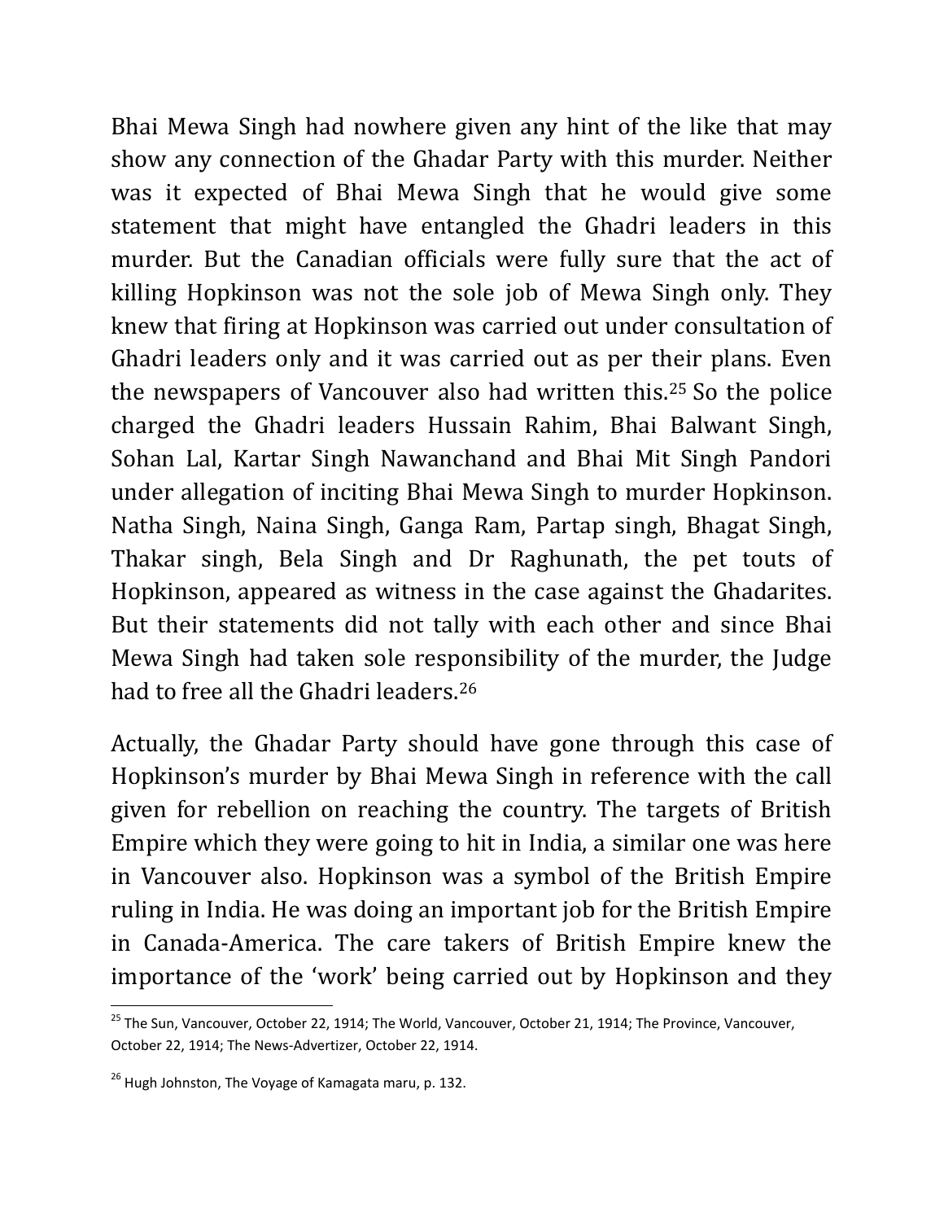Bhai Mewa Singh had nowhere given any hint of the like that may show any connection of the Ghadar Party with this murder. Neither was it expected of Bhai Mewa Singh that he would give some statement that might have entangled the Ghadri leaders in this murder. But the Canadian officials were fully sure that the act of killing Hopkinson was not the sole job of Mewa Singh only. They knew that firing at Hopkinson was carried out under consultation of Ghadri leaders only and it was carried out as per their plans. Even the newspapers of Vancouver also had written this.[25] So the police charged the Ghadri leaders Hussain Rahim, Bhai Balwant Singh, Sohan Lal, Kartar Singh Nawanchand and Bhai Mit Singh Pandori under allegation of inciting Bhai Mewa Singh to murder Hopkinson. Natha Singh, Naina Singh, Ganga Ram, Partap singh, Bhagat Singh, Thakar singh, Bela Singh and Dr Raghunath, the pet touts of Hopkinson, appeared as witness in the case against the Ghadarites. But their statements did not tally with each other and since Bhai Mewa Singh had taken sole responsibility of the murder, the Judge had to free all the Ghadri leaders.[26]

Actually, the Ghadar Party should have gone through this case of Hopkinson's murder by Bhai Mewa Singh in reference with the call given for rebellion on reaching the country. The targets of British Empire which they were going to hit in India, a similar one was here in Vancouver also. Hopkinson was a symbol of the British Empire ruling in India. He was doing an important job for the British Empire in Canada-America. The care takers of British Empire knew the importance of the 'work' being carried out by Hopkinson and they

---

[25] The Sun, Vancouver, October 22, 1914; The World, Vancouver, October 21, 1914; The Province, Vancouver, October 22, 1914; The News-Advertizer, October 22, 1914.

[26] Hugh Johnston, The Voyage of Kamagata maru, p. 132.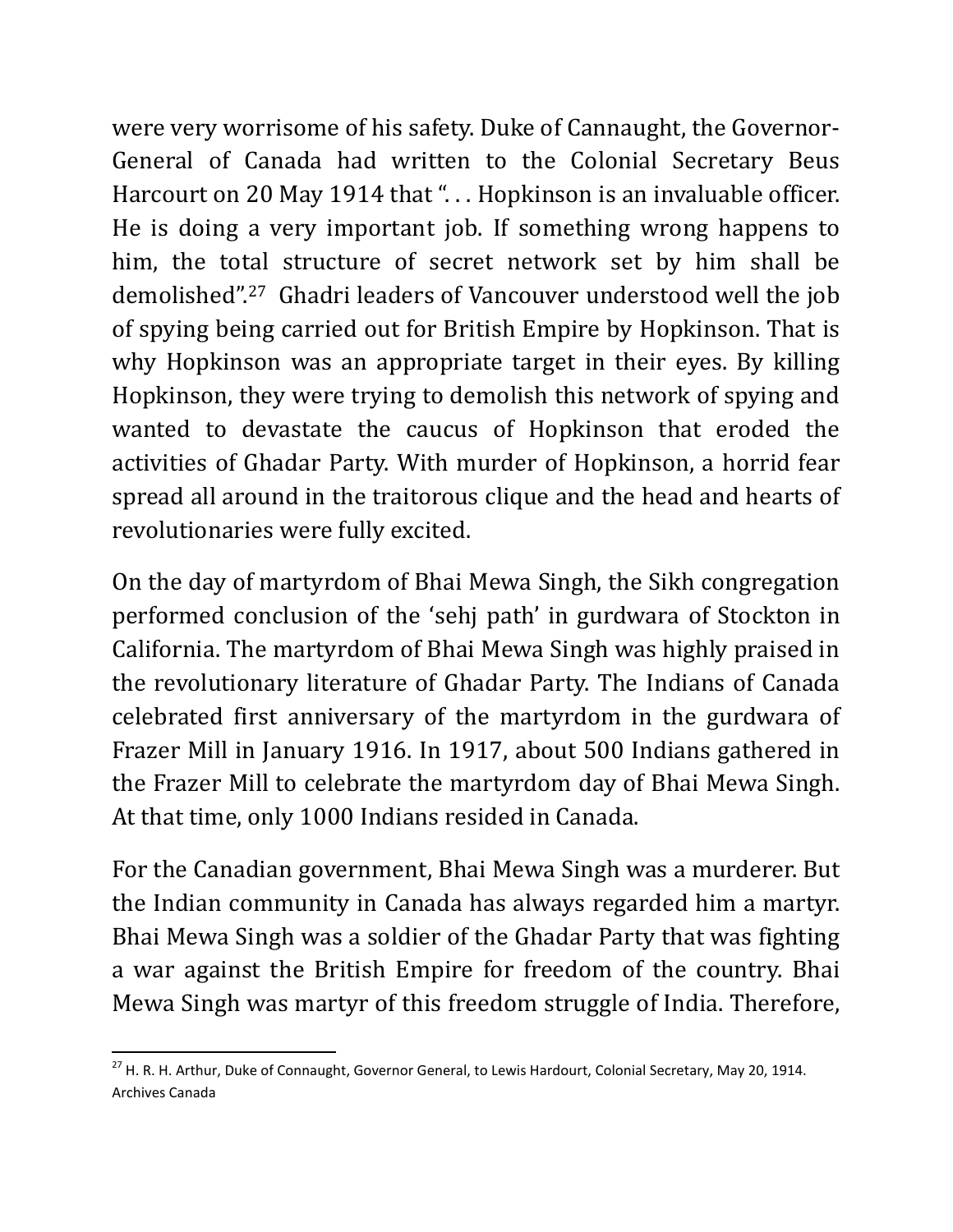were very worrisome of his safety. Duke of Cannaught, the Governor-General of Canada had written to the Colonial Secretary Beus Harcourt on 20 May 1914 that ". . . Hopkinson is an invaluable officer. He is doing a very important job. If something wrong happens to him, the total structure of secret network set by him shall be demolished".[27] Ghadri leaders of Vancouver understood well the job of spying being carried out for British Empire by Hopkinson. That is why Hopkinson was an appropriate target in their eyes. By killing Hopkinson, they were trying to demolish this network of spying and wanted to devastate the caucus of Hopkinson that eroded the activities of Ghadar Party. With murder of Hopkinson, a horrid fear spread all around in the traitorous clique and the head and hearts of revolutionaries were fully excited.

On the day of martyrdom of Bhai Mewa Singh, the Sikh congregation performed conclusion of the 'sehj path' in gurdwara of Stockton in California. The martyrdom of Bhai Mewa Singh was highly praised in the revolutionary literature of Ghadar Party. The Indians of Canada celebrated first anniversary of the martyrdom in the gurdwara of Frazer Mill in January 1916. In 1917, about 500 Indians gathered in the Frazer Mill to celebrate the martyrdom day of Bhai Mewa Singh. At that time, only 1000 Indians resided in Canada.

For the Canadian government, Bhai Mewa Singh was a murderer. But the Indian community in Canada has always regarded him a martyr. Bhai Mewa Singh was a soldier of the Ghadar Party that was fighting a war against the British Empire for freedom of the country. Bhai Mewa Singh was martyr of this freedom struggle of India. Therefore,

---

[27] H. R. H. Arthur, Duke of Connaught, Governor General, to Lewis Hardourt, Colonial Secretary, May 20, 1914. Archives Canada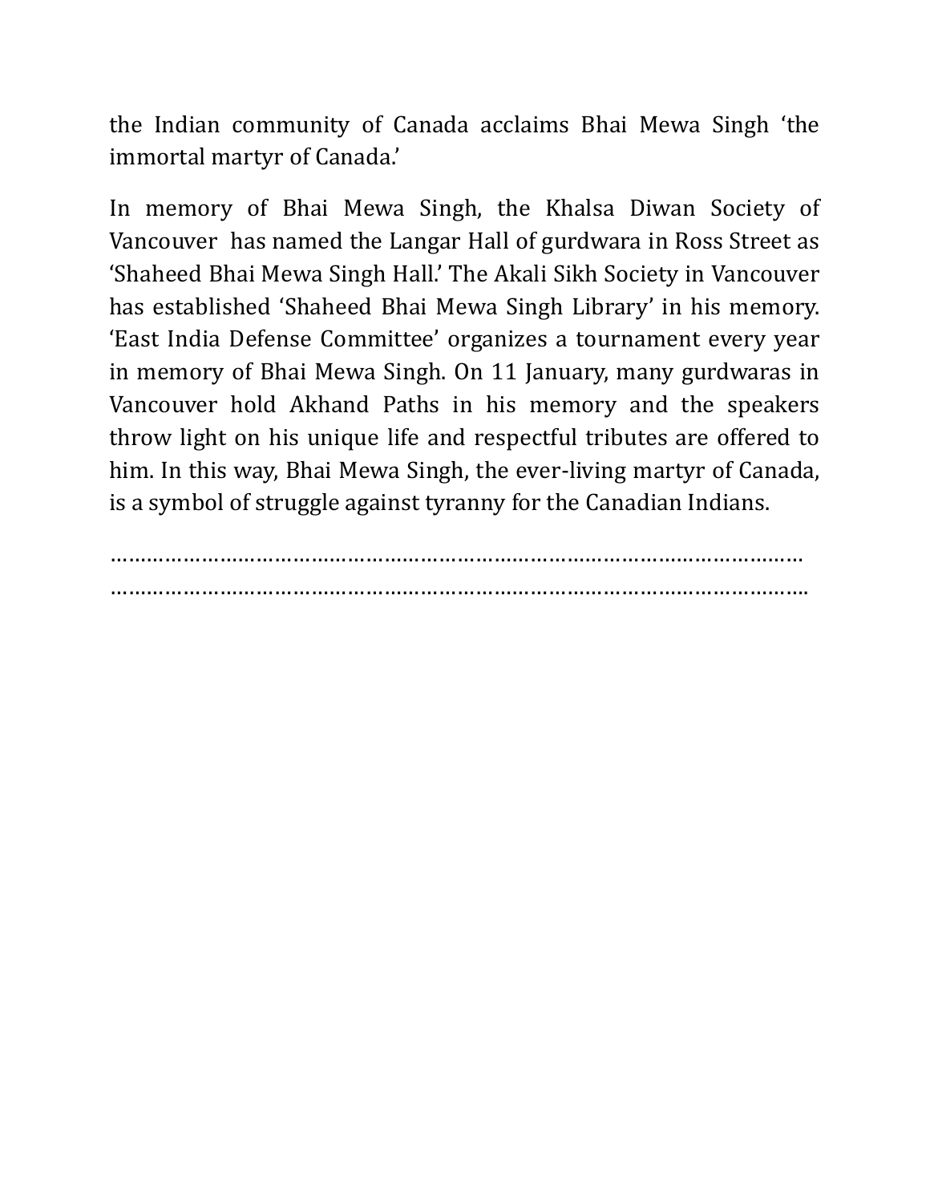the Indian community of Canada acclaims Bhai Mewa Singh 'the immortal martyr of Canada.'

In memory of Bhai Mewa Singh, the Khalsa Diwan Society of Vancouver has named the Langar Hall of gurdwara in Ross Street as 'Shaheed Bhai Mewa Singh Hall.' The Akali Sikh Society in Vancouver has established 'Shaheed Bhai Mewa Singh Library' in his memory. 'East India Defense Committee' organizes a tournament every year in memory of Bhai Mewa Singh. On 11 January, many gurdwaras in Vancouver hold Akhand Paths in his memory and the speakers throw light on his unique life and respectful tributes are offered to him. In this way, Bhai Mewa Singh, the ever-living martyr of Canada, is a symbol of struggle against tyranny for the Canadian Indians.

…………………………………………………………………………………………………
…………………………………………………………………………………………………..